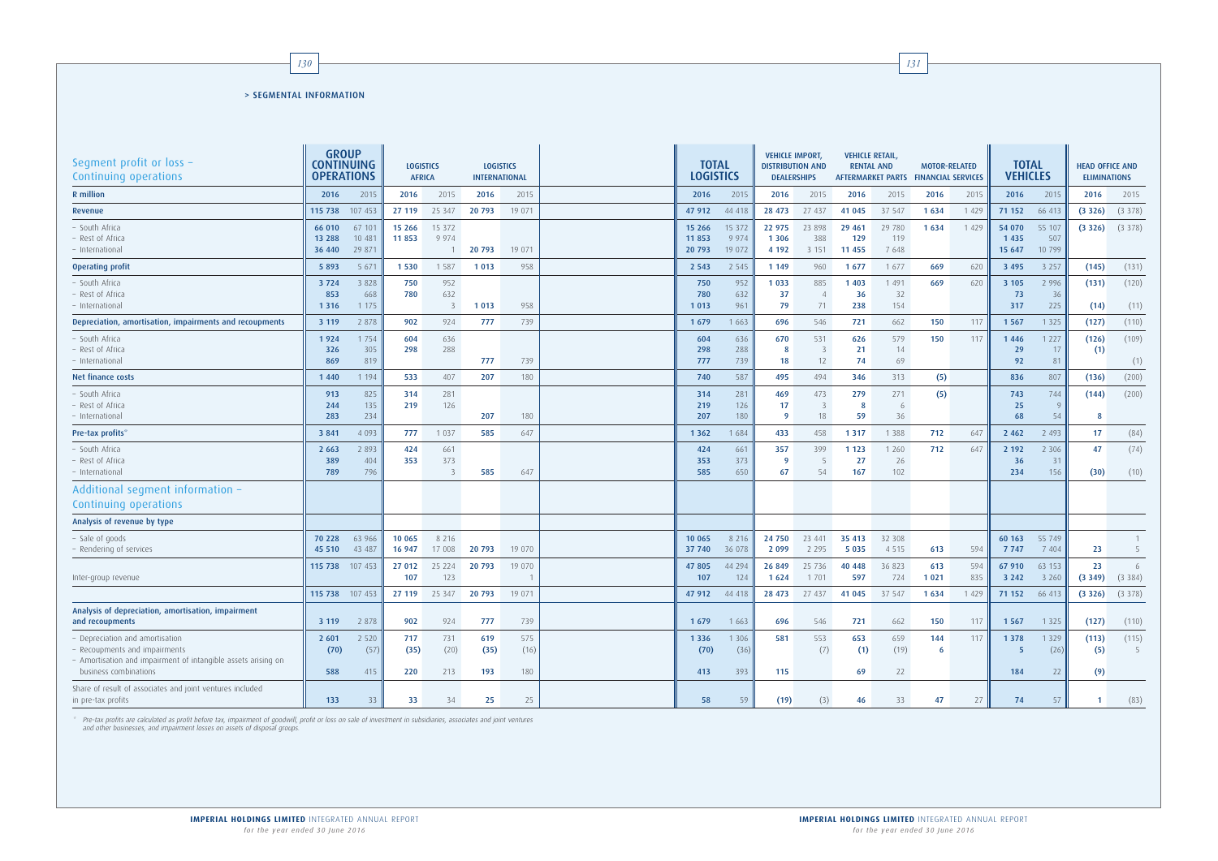> SEGMENTAL INFORMATION

| Segment profit or loss – Continuing operations | GROUP CONTINUING OPERATIONS | | LOGISTICS AFRICA | | LOGISTICS INTERNATIONAL | | TOTAL LOGISTICS | | VEHICLE IMPORT, DISTRIBUTION AND DEALERSHIPS | | VEHICLE RETAIL, RENTAL AND AFTERMARKET PARTS | | MOTOR-RELATED FINANCIAL SERVICES | | TOTAL VEHICLES | | HEAD OFFICE AND ELIMINATIONS | |
|---|---|---|---|---|---|---|---|---|---|---|---|---|---|---|---|---|---|---|
| **R million** | **2016** | 2015 | **2016** | 2015 | **2016** | 2015 | **2016** | 2015 | **2016** | 2015 | **2016** | 2015 | **2016** | 2015 | **2016** | 2015 | **2016** | 2015 |
| **Revenue** | **115 738** | 107 453 | **27 119** | 25 347 | **20 793** | 19 071 | **47 912** | 44 418 | **28 473** | 27 437 | **41 045** | 37 547 | **1 634** | 1 429 | **71 152** | 66 413 | **(3 326)** | (3 378) |
| – South Africa | **66 010** | 67 101 | **15 266** | 15 372 | | | **15 266** | 15 372 | **22 975** | 23 898 | **29 461** | 29 780 | **1 634** | 1 429 | **54 070** | 55 107 | **(3 326)** | (3 378) |
| – Rest of Africa | **13 288** | 10 481 | **11 853** | 9 974 | | | **11 853** | 9 974 | **1 306** | 388 | **129** | 119 | | | **1 435** | 507 | | |
| – International | **36 440** | 29 871 | | 1 | **20 793** | 19 071 | **20 793** | 19 072 | **4 192** | 3 151 | **11 455** | 7 648 | | | **15 647** | 10 799 | | |
| **Operating profit** | **5 893** | 5 671 | **1 530** | 1 587 | **1 013** | 958 | **2 543** | 2 545 | **1 149** | 960 | **1 677** | 1 677 | **669** | 620 | **3 495** | 3 257 | **(145)** | (131) |
| – South Africa | **3 724** | 3 828 | **750** | 952 | | | **750** | 952 | **1 033** | 885 | **1 403** | 1 491 | **669** | 620 | **3 105** | 2 996 | **(131)** | (120) |
| – Rest of Africa | **853** | 668 | **780** | 632 | | | **780** | 632 | **37** | 4 | **36** | 32 | | | **73** | 36 | | |
| – International | **1 316** | 1 175 | | 3 | **1 013** | 958 | **1 013** | 961 | **79** | 71 | **238** | 154 | | | **317** | 225 | **(14)** | (11) |
| **Depreciation, amortisation, impairments and recoupments** | **3 119** | 2 878 | **902** | 924 | **777** | 739 | **1 679** | 1 663 | **696** | 546 | **721** | 662 | **150** | 117 | **1 567** | 1 325 | **(127)** | (110) |
| – South Africa | **1 924** | 1 754 | **604** | 636 | | | **604** | 636 | **670** | 531 | **626** | 579 | **150** | 117 | **1 446** | 1 227 | **(126)** | (109) |
| – Rest of Africa | **326** | 305 | **298** | 288 | | | **298** | 288 | **8** | 3 | **21** | 14 | | | **29** | 17 | **(1)** | |
| – International | **869** | 819 | | | **777** | 739 | **777** | 739 | **18** | 12 | **74** | 69 | | | **92** | 81 | | (1) |
| **Net finance costs** | **1 440** | 1 194 | **533** | 407 | **207** | 180 | **740** | 587 | **495** | 494 | **346** | 313 | **(5)** | | **836** | 807 | **(136)** | (200) |
| – South Africa | **913** | 825 | **314** | 281 | | | **314** | 281 | **469** | 473 | **279** | 271 | **(5)** | | **743** | 744 | **(144)** | (200) |
| – Rest of Africa | **244** | 135 | **219** | 126 | | | **219** | 126 | **17** | 3 | **8** | 6 | | | **25** | 9 | | |
| – International | **283** | 234 | | | **207** | 180 | **207** | 180 | **9** | 18 | **59** | 36 | | | **68** | 54 | **8** | |
| **Pre-tax profits*** | **3 841** | 4 093 | **777** | 1 037 | **585** | 647 | **1 362** | 1 684 | **433** | 458 | **1 317** | 1 388 | **712** | 647 | **2 462** | 2 493 | **17** | (84) |
| – South Africa | **2 663** | 2 893 | **424** | 661 | | | **424** | 661 | **357** | 399 | **1 123** | 1 260 | **712** | 647 | **2 192** | 2 306 | **47** | (74) |
| – Rest of Africa | **389** | 404 | **353** | 373 | | | **353** | 373 | **9** | 5 | **27** | 26 | | | **36** | 31 | | |
| – International | **789** | 796 | | 3 | **585** | 647 | **585** | 650 | **67** | 54 | **167** | 102 | | | **234** | 156 | **(30)** | (10) |
| **Additional segment information – Continuing operations** | | | | | | | | | | | | | | | | | | |
| **Analysis of revenue by type** | | | | | | | | | | | | | | | | | | |
| – Sale of goods | **70 228** | 63 966 | **10 065** | 8 216 | | | **10 065** | 8 216 | **24 750** | 23 441 | **35 413** | 32 308 | | | **60 163** | 55 749 | | 1 |
| – Rendering of services | **45 510** | 43 487 | **16 947** | 17 008 | **20 793** | 19 070 | **37 740** | 36 078 | **2 099** | 2 295 | **5 035** | 4 515 | **613** | 594 | **7 747** | 7 404 | **23** | 5 |
| | **115 738** | 107 453 | **27 012** | 25 224 | **20 793** | 19 070 | **47 805** | 44 294 | **26 849** | 25 736 | **40 448** | 36 823 | **613** | 594 | **67 910** | 63 153 | **23** | 6 |
| Inter-group revenue | | | **107** | 123 | | 1 | **107** | 124 | **1 624** | 1 701 | **597** | 724 | **1 021** | 835 | **3 242** | 3 260 | **(3 349)** | (3 384) |
| | **115 738** | 107 453 | **27 119** | 25 347 | **20 793** | 19 071 | **47 912** | 44 418 | **28 473** | 27 437 | **41 045** | 37 547 | **1 634** | 1 429 | **71 152** | 66 413 | **(3 326)** | (3 378) |
| **Analysis of depreciation, amortisation, impairment and recoupments** | **3 119** | 2 878 | **902** | 924 | **777** | 739 | **1 679** | 1 663 | **696** | 546 | **721** | 662 | **150** | 117 | **1 567** | 1 325 | **(127)** | (110) |
| – Depreciation and amortisation | **2 601** | 2 520 | **717** | 731 | **619** | 575 | **1 336** | 1 306 | **581** | 553 | **653** | 659 | **144** | 117 | **1 378** | 1 329 | **(113)** | (115) |
| – Recoupments and impairments | **(70)** | (57) | **(35)** | (20) | **(35)** | (16) | **(70)** | (36) | | (7) | **(1)** | (19) | **6** | | **5** | (26) | **(5)** | 5 |
| – Amortisation and impairment of intangible assets arising on business combinations | **588** | 415 | **220** | 213 | **193** | 180 | **413** | 393 | **115** | | **69** | 22 | | | **184** | 22 | **(9)** | |
| Share of result of associates and joint ventures included in pre-tax profits | **133** | 33 | **33** | 34 | **25** | 25 | **58** | 59 | **(19)** | (3) | **46** | 33 | **47** | 27 | **74** | 57 | **1** | (83) |

\* *Pre-tax profits are calculated as profit before tax, impairment of goodwill, profit or loss on sale of investment in subsidiaries, associates and joint ventures and other businesses, and impairment losses on assets of disposal groups.*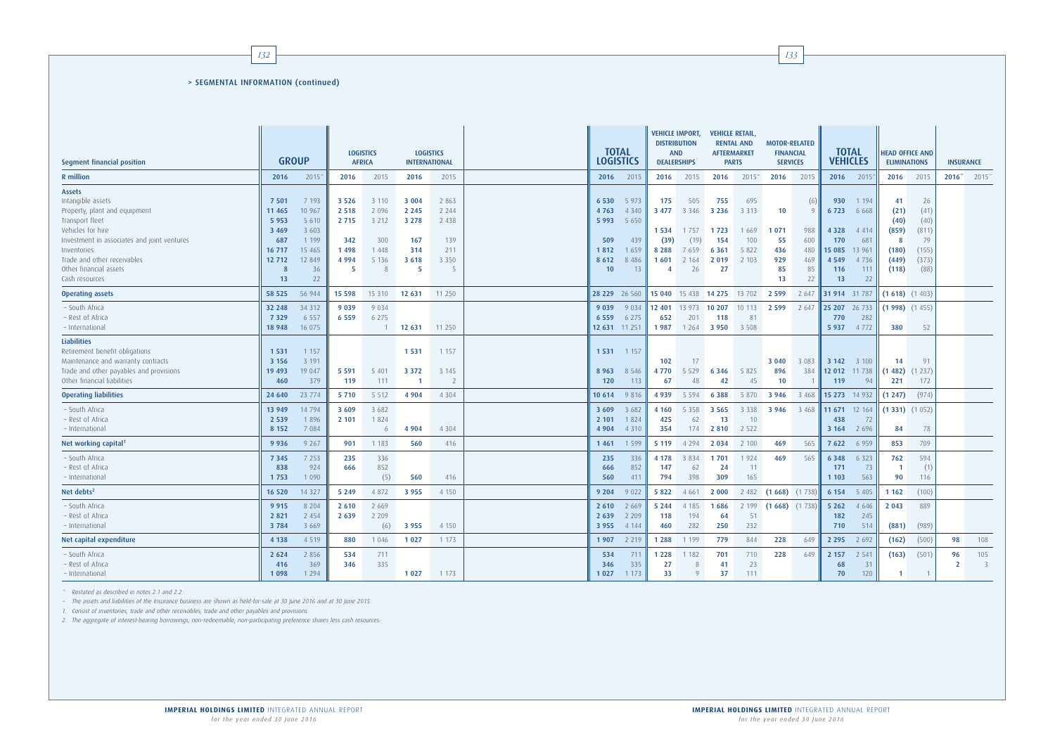> SEGMENTAL INFORMATION (continued)

| Segment financial position | GROUP | | LOGISTICS AFRICA | | LOGISTICS INTERNATIONAL | | TOTAL LOGISTICS | | VEHICLE IMPORT, DISTRIBUTION AND DEALERSHIPS | | VEHICLE RETAIL, RENTAL AND AFTERMARKET PARTS | | MOTOR-RELATED FINANCIAL SERVICES | | TOTAL VEHICLES | | HEAD OFFICE AND ELIMINATIONS | | INSURANCE | |
|---|---|---|---|---|---|---|---|---|---|---|---|---|---|---|---|---|---|---|---|---|
| **R million** | **2016** | 2015^ | **2016** | 2015 | **2016** | 2015 | **2016** | 2015 | **2016** | 2015 | **2016** | 2015^ | **2016** | 2015 | **2016** | 2015^ | **2016** | 2015 | **2016~** | 2015~ |
| **Assets** | | | | | | | | | | | | | | | | | | | | |
| Intangible assets | **7 501** | 7 193 | **3 526** | 3 110 | **3 004** | 2 863 | **6 530** | 5 973 | **175** | 505 | **755** | 695 | | (6) | **930** | 1 194 | **41** | 26 | | |
| Property, plant and equipment | **11 465** | 10 967 | **2 518** | 2 096 | **2 245** | 2 244 | **4 763** | 4 340 | **3 477** | 3 346 | **3 236** | 3 313 | **10** | 9 | **6 723** | 6 668 | **(21)** | (41) | | |
| Transport fleet | **5 953** | 5 610 | **2 715** | 3 212 | **3 278** | 2 438 | **5 993** | 5 650 | | | | | | | | | **(40)** | (40) | | |
| Vehicles for hire | **3 469** | 3 603 | | | | | | | **1 534** | 1 757 | **1 723** | 1 669 | **1 071** | 988 | **4 328** | 4 414 | **(859)** | (811) | | |
| Investment in associates and joint ventures | **687** | 1 199 | **342** | 300 | **167** | 139 | **509** | 439 | **(39)** | (19) | **154** | 100 | **55** | 600 | **170** | 681 | **8** | 79 | | |
| Inventories | **16 717** | 15 465 | **1 498** | 1 448 | **314** | 211 | **1 812** | 1 659 | **8 288** | 7 659 | **6 361** | 5 822 | **436** | 480 | **15 085** | 13 961 | **(180)** | (155) | | |
| Trade and other receivables | **12 712** | 12 849 | **4 994** | 5 136 | **3 618** | 3 350 | **8 612** | 8 486 | **1 601** | 2 164 | **2 019** | 2 103 | **929** | 469 | **4 549** | 4 736 | **(449)** | (373) | | |
| Other financial assets | **8** | 36 | **5** | 8 | **5** | 5 | **10** | 13 | **4** | 26 | **27** | | **85** | 85 | **116** | 111 | **(118)** | (88) | | |
| Cash resources | **13** | 22 | | | | | | | | | | | **13** | 22 | **13** | 22 | | | | |
| **Operating assets** | **58 525** | 56 944 | **15 598** | 15 310 | **12 631** | 11 250 | **28 229** | 26 560 | **15 040** | 15 438 | **14 275** | 13 702 | **2 599** | 2 647 | **31 914** | 31 787 | **(1 618)** | (1 403) | | |
| – South Africa | **32 248** | 34 312 | **9 039** | 9 034 | | | **9 039** | 9 034 | **12 401** | 13 973 | **10 207** | 10 113 | **2 599** | 2 647 | **25 207** | 26 733 | **(1 998)** | (1 455) | | |
| – Rest of Africa | **7 329** | 6 557 | **6 559** | 6 275 | | | **6 559** | 6 275 | **652** | 201 | **118** | 81 | | | **770** | 282 | | | | |
| – International | **18 948** | 16 075 | | 1 | **12 631** | 11 250 | **12 631** | 11 251 | **1 987** | 1 264 | **3 950** | 3 508 | | | **5 937** | 4 772 | **380** | 52 | | |
| **Liabilities** | | | | | | | | | | | | | | | | | | | | |
| Retirement benefit obligations | **1 531** | 1 157 | | | **1 531** | 1 157 | **1 531** | 1 157 | | | | | | | | | | | | |
| Maintenance and warranty contracts | **3 156** | 3 191 | | | | | | | **102** | 17 | | | **3 040** | 3 083 | **3 142** | 3 100 | **14** | 91 | | |
| Trade and other payables and provisions | **19 493** | 19 047 | **5 591** | 5 401 | **3 372** | 3 145 | **8 963** | 8 546 | **4 770** | 5 529 | **6 346** | 5 825 | **896** | 384 | **12 012** | 11 738 | **(1 482)** | (1 237) | | |
| Other financial liabilities | **460** | 379 | **119** | 111 | **1** | 2 | **120** | 113 | **67** | 48 | **42** | 45 | **10** | 1 | **119** | 94 | **221** | 172 | | |
| **Operating liabilities** | **24 640** | 23 774 | **5 710** | 5 512 | **4 904** | 4 304 | **10 614** | 9 816 | **4 939** | 5 594 | **6 388** | 5 870 | **3 946** | 3 468 | **15 273** | 14 932 | **(1 247)** | (974) | | |
| – South Africa | **13 949** | 14 794 | **3 609** | 3 682 | | | **3 609** | 3 682 | **4 160** | 5 358 | **3 565** | 3 338 | **3 946** | 3 468 | **11 671** | 12 164 | **(1 331)** | (1 052) | | |
| – Rest of Africa | **2 539** | 1 896 | **2 101** | 1 824 | | | **2 101** | 1 824 | **425** | 62 | **13** | 10 | | | **438** | 72 | | | | |
| – International | **8 152** | 7 084 | | 6 | **4 904** | 4 304 | **4 904** | 4 310 | **354** | 174 | **2 810** | 2 522 | | | **3 164** | 2 696 | **84** | 78 | | |
| **Net working capital[1]** | **9 936** | 9 267 | **901** | 1 183 | **560** | 416 | **1 461** | 1 599 | **5 119** | 4 294 | **2 034** | 2 100 | **469** | 565 | **7 622** | 6 959 | **853** | 709 | | |
| – South Africa | **7 345** | 7 253 | **235** | 336 | | | **235** | 336 | **4 178** | 3 834 | **1 701** | 1 924 | **469** | 565 | **6 348** | 6 323 | **762** | 594 | | |
| – Rest of Africa | **838** | 924 | **666** | 852 | | | **666** | 852 | **147** | 62 | **24** | 11 | | | **171** | 73 | **1** | (1) | | |
| – International | **1 753** | 1 090 | | (5) | **560** | 416 | **560** | 411 | **794** | 398 | **309** | 165 | | | **1 103** | 563 | **90** | 116 | | |
| **Net debts[2]** | **16 520** | 14 327 | **5 249** | 4 872 | **3 955** | 4 150 | **9 204** | 9 022 | **5 822** | 4 661 | **2 000** | 2 482 | **(1 668)** | (1 738) | **6 154** | 5 405 | **1 162** | (100) | | |
| – South Africa | **9 915** | 8 204 | **2 610** | 2 669 | | | **2 610** | 2 669 | **5 244** | 4 185 | **1 686** | 2 199 | **(1 668)** | (1 738) | **5 262** | 4 646 | **2 043** | 889 | | |
| – Rest of Africa | **2 821** | 2 454 | **2 639** | 2 209 | | | **2 639** | 2 209 | **118** | 194 | **64** | 51 | | | **182** | 245 | | | | |
| – International | **3 784** | 3 669 | | (6) | **3 955** | 4 150 | **3 955** | 4 144 | **460** | 282 | **250** | 232 | | | **710** | 514 | **(881)** | (989) | | |
| **Net capital expenditure** | **4 138** | 4 519 | **880** | 1 046 | **1 027** | 1 173 | **1 907** | 2 219 | **1 288** | 1 199 | **779** | 844 | **228** | 649 | **2 295** | 2 692 | **(162)** | (500) | **98** | 108 |
| – South Africa | **2 624** | 2 856 | **534** | 711 | | | **534** | 711 | **1 228** | 1 182 | **701** | 710 | **228** | 649 | **2 157** | 2 541 | **(163)** | (501) | **96** | 105 |
| – Rest of Africa | **416** | 369 | **346** | 335 | | | **346** | 335 | **27** | 8 | **41** | 23 | | | **68** | 31 | | | **2** | 3 |
| – International | **1 098** | 1 294 | | | **1 027** | 1 173 | **1 027** | 1 173 | **33** | 9 | **37** | 111 | | | **70** | 120 | **1** | 1 | | |

*^ Restated as described in notes 2.1 and 2.2.*

*~ The assets and liabilities of the Insurance business are shown as held-for-sale at 30 June 2016 and at 30 June 2015.*

*1. Consist of inventories, trade and other receivables, trade and other payables and provisions.*

*2. The aggregate of interest-bearing borrowings, non-redeemable, non-participating preference shares less cash resources.*